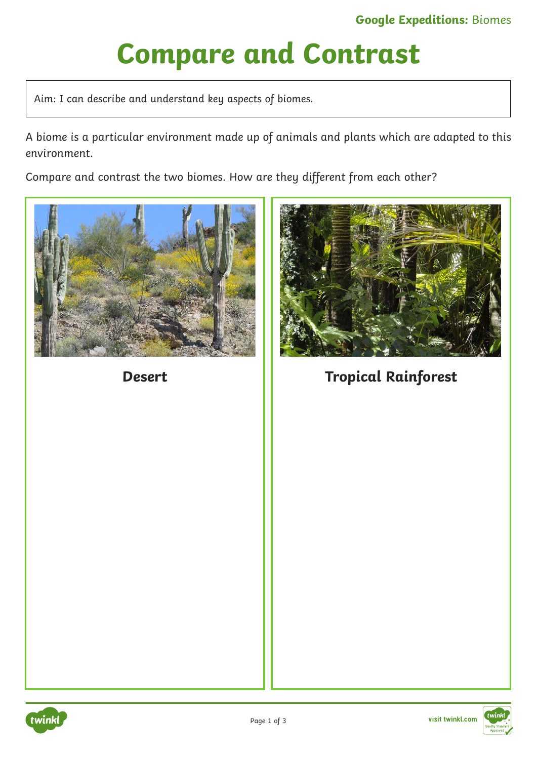# Compare and Contrast

Aim: I can describe and understand key aspects of biomes.

A biome is a particular environment made up of animals and plants which are adapted to this environment.

Compare and contrast the two biomes. How are they different from each other?

| **Desert** | **Tropical Rainforest** |
| --- | --- |
| | |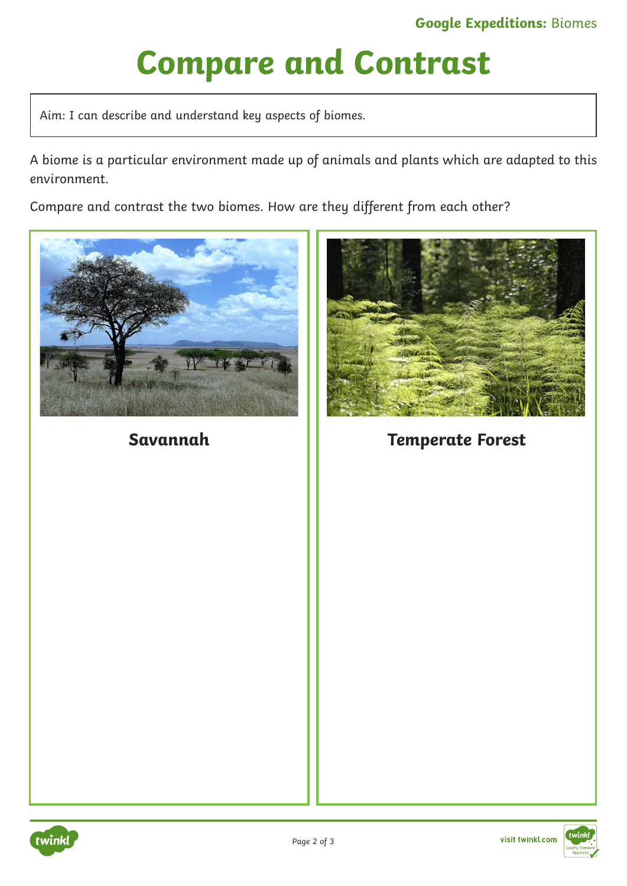# Compare and Contrast

Aim: I can describe and understand key aspects of biomes.

A biome is a particular environment made up of animals and plants which are adapted to this environment.

Compare and contrast the two biomes. How are they different from each other?

| **Savannah** | **Temperate Forest** |
| --- | --- |
| | |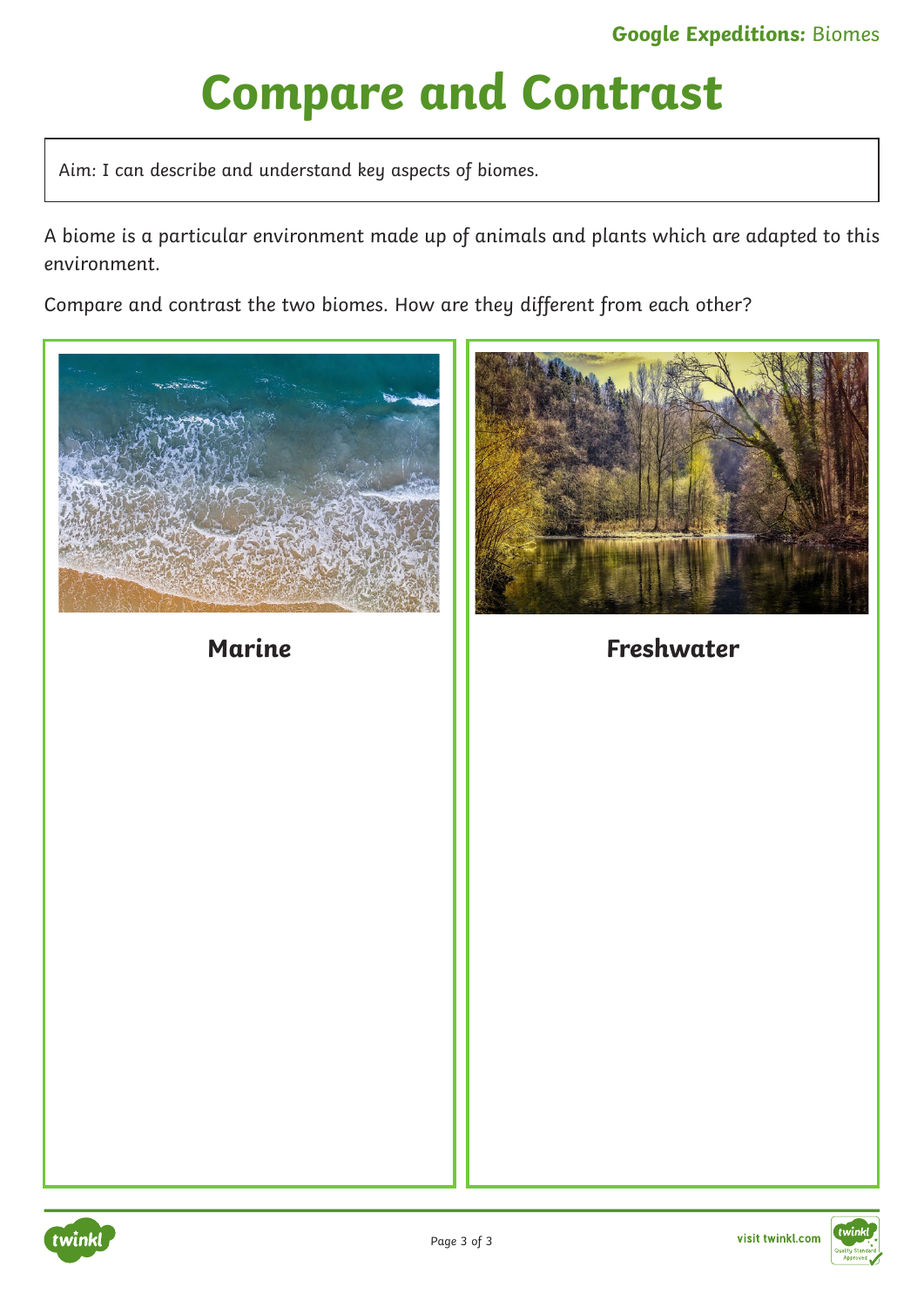# Compare and Contrast

Aim: I can describe and understand key aspects of biomes.

A biome is a particular environment made up of animals and plants which are adapted to this environment.

Compare and contrast the two biomes. How are they different from each other?

| **Marine** | **Freshwater** |
| --- | --- |
| | |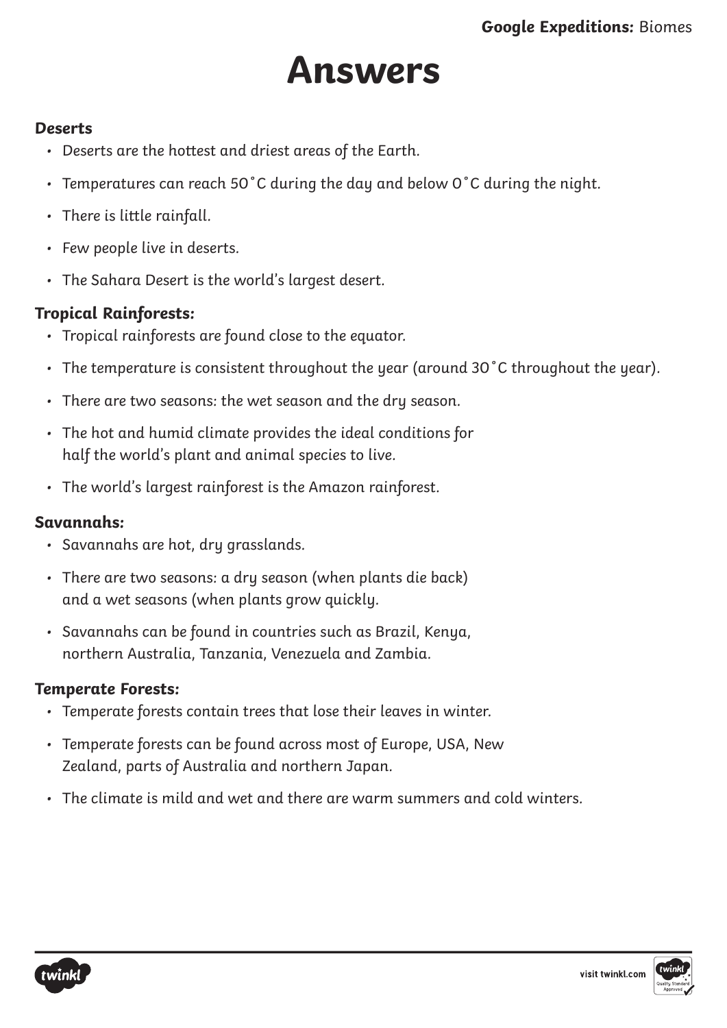# Answers

**Deserts**

- Deserts are the hottest and driest areas of the Earth.
- Temperatures can reach 50˚C during the day and below 0˚C during the night.
- There is little rainfall.
- Few people live in deserts.
- The Sahara Desert is the world's largest desert.

***Tropical Rainforests:***

- Tropical rainforests are found close to the equator.
- The temperature is consistent throughout the year (around 30˚C throughout the year).
- There are two seasons: the wet season and the dry season.
- The hot and humid climate provides the ideal conditions for half the world's plant and animal species to live.
- The world's largest rainforest is the Amazon rainforest.

***Savannahs:***

- Savannahs are hot, dry grasslands.
- There are two seasons: a dry season (when plants die back) and a wet seasons (when plants grow quickly.
- Savannahs can be found in countries such as Brazil, Kenya, northern Australia, Tanzania, Venezuela and Zambia.

***Temperate Forests:***

- Temperate forests contain trees that lose their leaves in winter.
- Temperate forests can be found across most of Europe, USA, New Zealand, parts of Australia and northern Japan.
- The climate is mild and wet and there are warm summers and cold winters.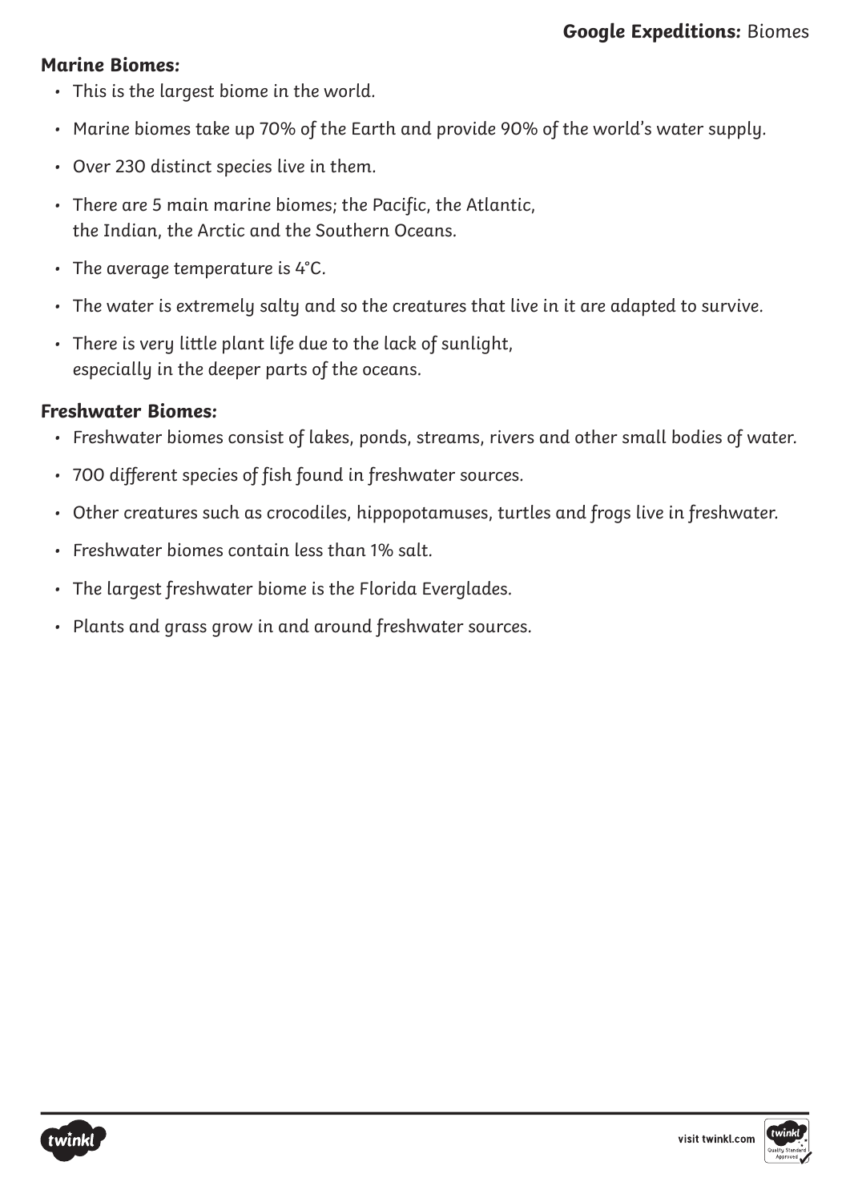## Marine Biomes:

- This is the largest biome in the world.
- Marine biomes take up 70% of the Earth and provide 90% of the world's water supply.
- Over 230 distinct species live in them.
- There are 5 main marine biomes; the Pacific, the Atlantic, the Indian, the Arctic and the Southern Oceans.
- The average temperature is 4°C.
- The water is extremely salty and so the creatures that live in it are adapted to survive.
- There is very little plant life due to the lack of sunlight, especially in the deeper parts of the oceans.

## Freshwater Biomes:

- Freshwater biomes consist of lakes, ponds, streams, rivers and other small bodies of water.
- 700 different species of fish found in freshwater sources.
- Other creatures such as crocodiles, hippopotamuses, turtles and frogs live in freshwater.
- Freshwater biomes contain less than 1% salt.
- The largest freshwater biome is the Florida Everglades.
- Plants and grass grow in and around freshwater sources.